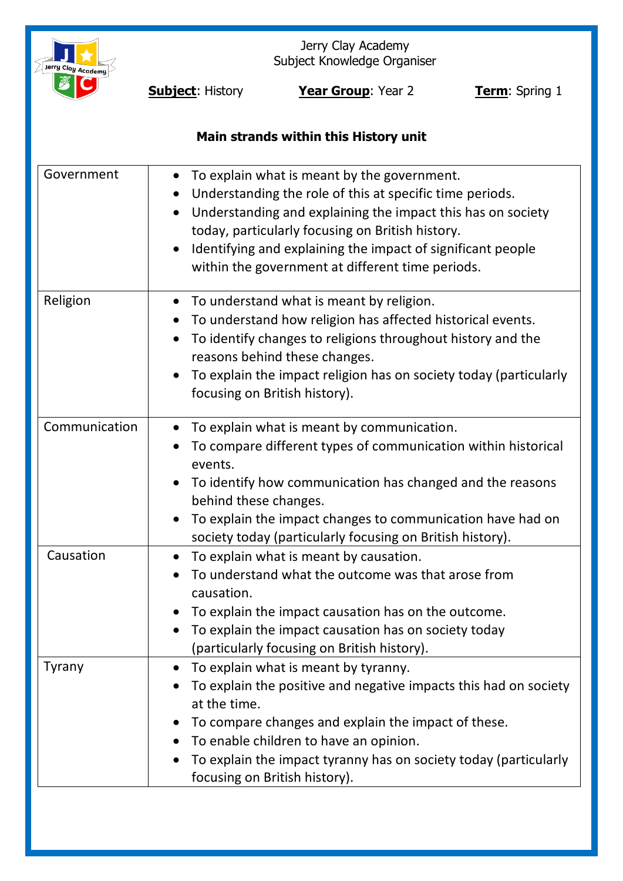Jerry Clay Academy
Subject Knowledge Organiser

**Subject**: History **Year Group**: Year 2 **Term**: Spring 1

**Main strands within this History unit**

| | |
|---|---|
| Government | • To explain what is meant by the government.<br>• Understanding the role of this at specific time periods.<br>• Understanding and explaining the impact this has on society today, particularly focusing on British history.<br>• Identifying and explaining the impact of significant people within the government at different time periods. |
| Religion | • To understand what is meant by religion.<br>• To understand how religion has affected historical events.<br>• To identify changes to religions throughout history and the reasons behind these changes.<br>• To explain the impact religion has on society today (particularly focusing on British history). |
| Communication | • To explain what is meant by communication.<br>• To compare different types of communication within historical events.<br>• To identify how communication has changed and the reasons behind these changes.<br>• To explain the impact changes to communication have had on society today (particularly focusing on British history). |
| Causation | • To explain what is meant by causation.<br>• To understand what the outcome was that arose from causation.<br>• To explain the impact causation has on the outcome.<br>• To explain the impact causation has on society today (particularly focusing on British history). |
| Tyrany | • To explain what is meant by tyranny.<br>• To explain the positive and negative impacts this had on society at the time.<br>• To compare changes and explain the impact of these.<br>• To enable children to have an opinion.<br>• To explain the impact tyranny has on society today (particularly focusing on British history). |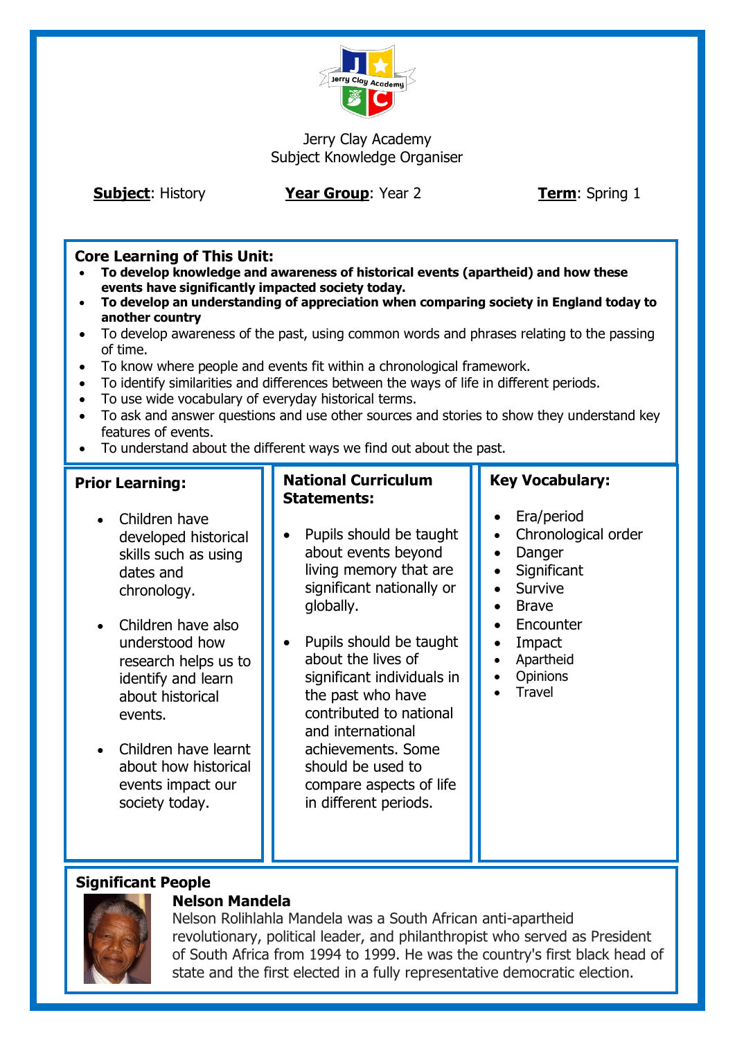Jerry Clay Academy
Subject Knowledge Organiser

**Subject**: History **Year Group**: Year 2 **Term**: Spring 1

## Core Learning of This Unit:

- **To develop knowledge and awareness of historical events (apartheid) and how these events have significantly impacted society today.**
- **To develop an understanding of appreciation when comparing society in England today to another country**
- To develop awareness of the past, using common words and phrases relating to the passing of time.
- To know where people and events fit within a chronological framework.
- To identify similarities and differences between the ways of life in different periods.
- To use wide vocabulary of everyday historical terms.
- To ask and answer questions and use other sources and stories to show they understand key features of events.
- To understand about the different ways we find out about the past.

## Prior Learning:

- Children have developed historical skills such as using dates and chronology.
- Children have also understood how research helps us to identify and learn about historical events.
- Children have learnt about how historical events impact our society today.

## National Curriculum Statements:

- Pupils should be taught about events beyond living memory that are significant nationally or globally.
- Pupils should be taught about the lives of significant individuals in the past who have contributed to national and international achievements. Some should be used to compare aspects of life in different periods.

## Key Vocabulary:

- Era/period
- Chronological order
- Danger
- Significant
- Survive
- Brave
- Encounter
- Impact
- Apartheid
- Opinions
- Travel

## Significant People

### Nelson Mandela

Nelson Rolihlahla Mandela was a South African anti-apartheid revolutionary, political leader, and philanthropist who served as President of South Africa from 1994 to 1999. He was the country's first black head of state and the first elected in a fully representative democratic election.